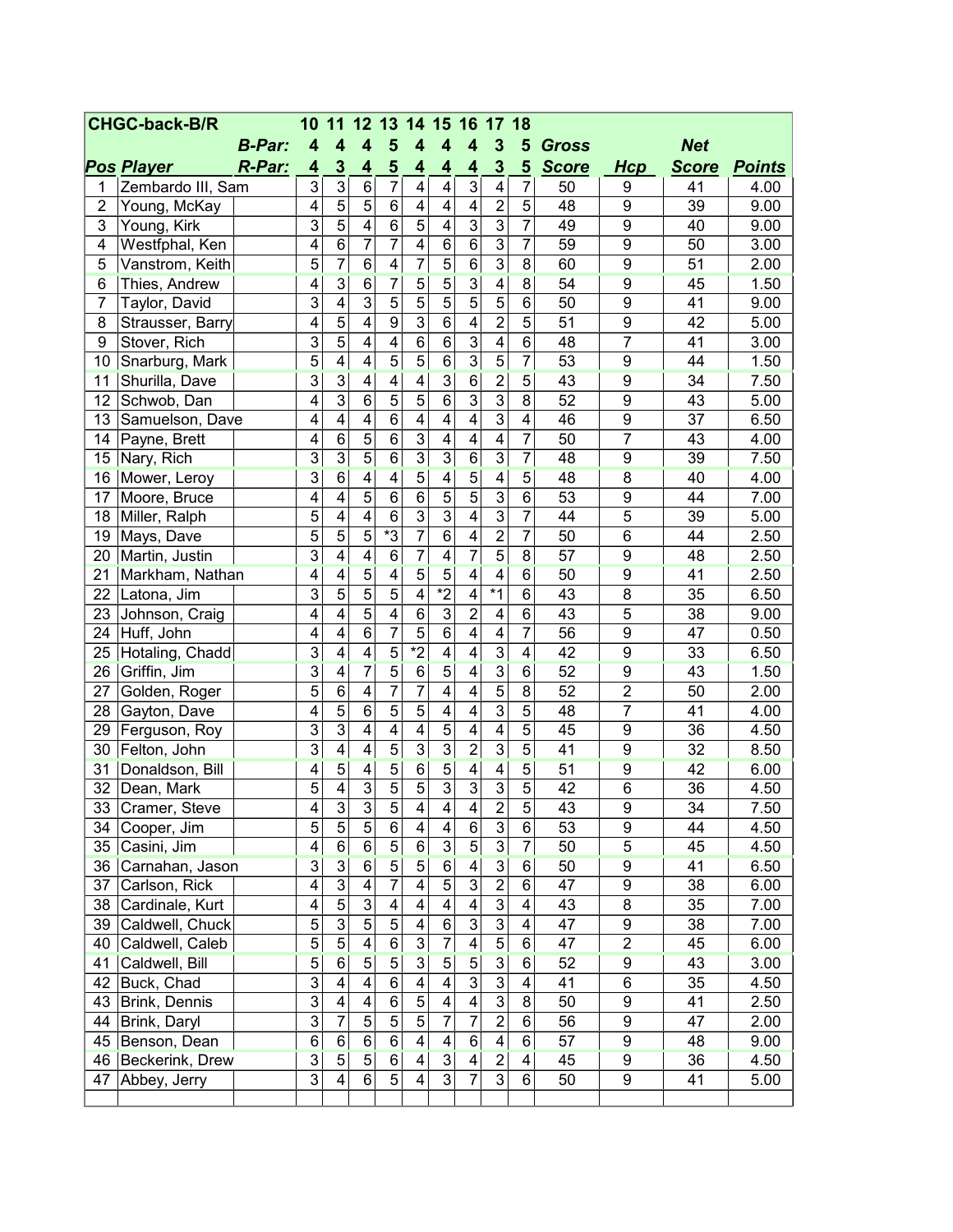| CHGC-back-B/R | | | 10 | 11 | 12 | 13 | 14 | 15 | 16 | 17 | 18 | | | | |
|---|---|---|---|---|---|---|---|---|---|---|---|---|---|---|---|
| | | **B-Par:** | **4** | **4** | **4** | **5** | **4** | **4** | **4** | **3** | **5** | **Gross** | | **Net** | |
| **Pos** | **Player** | **R-Par:** | **4** | **3** | **4** | **5** | **4** | **4** | **4** | **3** | **5** | **Score** | **Hcp** | **Score** | **Points** |
| 1 | Zembardo III, Sam | | 3 | 3 | 6 | 7 | 4 | 4 | 3 | 4 | 7 | 50 | 9 | 41 | 4.00 |
| 2 | Young, McKay | | 4 | 5 | 5 | 6 | 4 | 4 | 4 | 2 | 5 | 48 | 9 | 39 | 9.00 |
| 3 | Young, Kirk | | 3 | 5 | 4 | 6 | 5 | 4 | 3 | 3 | 7 | 49 | 9 | 40 | 9.00 |
| 4 | Westfphal, Ken | | 4 | 6 | 7 | 7 | 4 | 6 | 6 | 3 | 7 | 59 | 9 | 50 | 3.00 |
| 5 | Vanstrom, Keith | | 5 | 7 | 6 | 4 | 7 | 5 | 6 | 3 | 8 | 60 | 9 | 51 | 2.00 |
| 6 | Thies, Andrew | | 4 | 3 | 6 | 7 | 5 | 5 | 3 | 4 | 8 | 54 | 9 | 45 | 1.50 |
| 7 | Taylor, David | | 3 | 4 | 3 | 5 | 5 | 5 | 5 | 5 | 6 | 50 | 9 | 41 | 9.00 |
| 8 | Strausser, Barry | | 4 | 5 | 4 | 9 | 3 | 6 | 4 | 2 | 5 | 51 | 9 | 42 | 5.00 |
| 9 | Stover, Rich | | 3 | 5 | 4 | 4 | 6 | 6 | 3 | 4 | 6 | 48 | 7 | 41 | 3.00 |
| 10 | Snarburg, Mark | | 5 | 4 | 4 | 5 | 5 | 6 | 3 | 5 | 7 | 53 | 9 | 44 | 1.50 |
| 11 | Shurilla, Dave | | 3 | 3 | 4 | 4 | 4 | 3 | 6 | 2 | 5 | 43 | 9 | 34 | 7.50 |
| 12 | Schwob, Dan | | 4 | 3 | 6 | 5 | 5 | 6 | 3 | 3 | 8 | 52 | 9 | 43 | 5.00 |
| 13 | Samuelson, Dave | | 4 | 4 | 4 | 6 | 4 | 4 | 4 | 3 | 4 | 46 | 9 | 37 | 6.50 |
| 14 | Payne, Brett | | 4 | 6 | 5 | 6 | 3 | 4 | 4 | 4 | 7 | 50 | 7 | 43 | 4.00 |
| 15 | Nary, Rich | | 3 | 3 | 5 | 6 | 3 | 3 | 6 | 3 | 7 | 48 | 9 | 39 | 7.50 |
| 16 | Mower, Leroy | | 3 | 6 | 4 | 4 | 5 | 4 | 5 | 4 | 5 | 48 | 8 | 40 | 4.00 |
| 17 | Moore, Bruce | | 4 | 4 | 5 | 6 | 6 | 5 | 5 | 3 | 6 | 53 | 9 | 44 | 7.00 |
| 18 | Miller, Ralph | | 5 | 4 | 4 | 6 | 3 | 3 | 4 | 3 | 7 | 44 | 5 | 39 | 5.00 |
| 19 | Mays, Dave | | 5 | 5 | 5 | *3 | 7 | 6 | 4 | 2 | 7 | 50 | 6 | 44 | 2.50 |
| 20 | Martin, Justin | | 3 | 4 | 4 | 6 | 7 | 4 | 7 | 5 | 8 | 57 | 9 | 48 | 2.50 |
| 21 | Markham, Nathan | | 4 | 4 | 5 | 4 | 5 | 5 | 4 | 4 | 6 | 50 | 9 | 41 | 2.50 |
| 22 | Latona, Jim | | 3 | 5 | 5 | 5 | 4 | *2 | 4 | *1 | 6 | 43 | 8 | 35 | 6.50 |
| 23 | Johnson, Craig | | 4 | 4 | 5 | 4 | 6 | 3 | 2 | 4 | 6 | 43 | 5 | 38 | 9.00 |
| 24 | Huff, John | | 4 | 4 | 6 | 7 | 5 | 6 | 4 | 4 | 7 | 56 | 9 | 47 | 0.50 |
| 25 | Hotaling, Chadd | | 3 | 4 | 4 | 5 | *2 | 4 | 4 | 3 | 4 | 42 | 9 | 33 | 6.50 |
| 26 | Griffin, Jim | | 3 | 4 | 7 | 5 | 6 | 5 | 4 | 3 | 6 | 52 | 9 | 43 | 1.50 |
| 27 | Golden, Roger | | 5 | 6 | 4 | 7 | 7 | 4 | 4 | 5 | 8 | 52 | 2 | 50 | 2.00 |
| 28 | Gayton, Dave | | 4 | 5 | 6 | 5 | 5 | 4 | 4 | 3 | 5 | 48 | 7 | 41 | 4.00 |
| 29 | Ferguson, Roy | | 3 | 3 | 4 | 4 | 4 | 5 | 4 | 4 | 5 | 45 | 9 | 36 | 4.50 |
| 30 | Felton, John | | 3 | 4 | 4 | 5 | 3 | 3 | 2 | 3 | 5 | 41 | 9 | 32 | 8.50 |
| 31 | Donaldson, Bill | | 4 | 5 | 4 | 5 | 6 | 5 | 4 | 4 | 5 | 51 | 9 | 42 | 6.00 |
| 32 | Dean, Mark | | 5 | 4 | 3 | 5 | 5 | 3 | 3 | 3 | 5 | 42 | 6 | 36 | 4.50 |
| 33 | Cramer, Steve | | 4 | 3 | 3 | 5 | 4 | 4 | 4 | 2 | 5 | 43 | 9 | 34 | 7.50 |
| 34 | Cooper, Jim | | 5 | 5 | 5 | 6 | 4 | 4 | 6 | 3 | 6 | 53 | 9 | 44 | 4.50 |
| 35 | Casini, Jim | | 4 | 6 | 6 | 5 | 6 | 3 | 5 | 3 | 7 | 50 | 5 | 45 | 4.50 |
| 36 | Carnahan, Jason | | 3 | 3 | 6 | 5 | 5 | 6 | 4 | 3 | 6 | 50 | 9 | 41 | 6.50 |
| 37 | Carlson, Rick | | 4 | 3 | 4 | 7 | 4 | 5 | 3 | 2 | 6 | 47 | 9 | 38 | 6.00 |
| 38 | Cardinale, Kurt | | 4 | 5 | 3 | 4 | 4 | 4 | 4 | 3 | 4 | 43 | 8 | 35 | 7.00 |
| 39 | Caldwell, Chuck | | 5 | 3 | 5 | 5 | 4 | 6 | 3 | 3 | 4 | 47 | 9 | 38 | 7.00 |
| 40 | Caldwell, Caleb | | 5 | 5 | 4 | 6 | 3 | 7 | 4 | 5 | 6 | 47 | 2 | 45 | 6.00 |
| 41 | Caldwell, Bill | | 5 | 6 | 5 | 5 | 3 | 5 | 5 | 3 | 6 | 52 | 9 | 43 | 3.00 |
| 42 | Buck, Chad | | 3 | 4 | 4 | 6 | 4 | 4 | 3 | 3 | 4 | 41 | 6 | 35 | 4.50 |
| 43 | Brink, Dennis | | 3 | 4 | 4 | 6 | 5 | 4 | 4 | 3 | 8 | 50 | 9 | 41 | 2.50 |
| 44 | Brink, Daryl | | 3 | 7 | 5 | 5 | 5 | 7 | 7 | 2 | 6 | 56 | 9 | 47 | 2.00 |
| 45 | Benson, Dean | | 6 | 6 | 6 | 6 | 4 | 4 | 6 | 4 | 6 | 57 | 9 | 48 | 9.00 |
| 46 | Beckerink, Drew | | 3 | 5 | 5 | 6 | 4 | 3 | 4 | 2 | 4 | 45 | 9 | 36 | 4.50 |
| 47 | Abbey, Jerry | | 3 | 4 | 6 | 5 | 4 | 3 | 7 | 3 | 6 | 50 | 9 | 41 | 5.00 |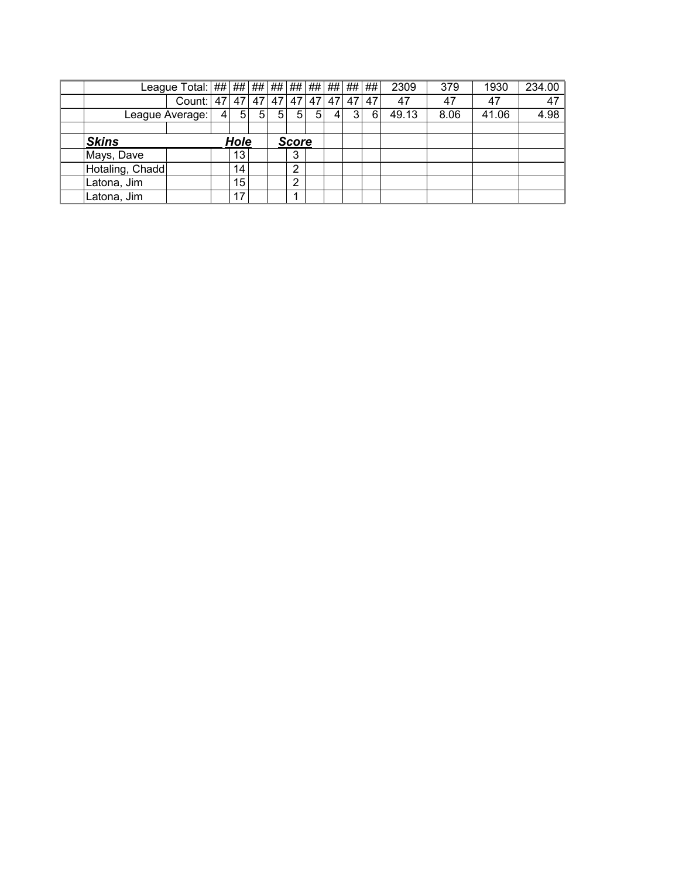| | | | | | | | | | | | | | | | |
|---|---|---|---|---|---|---|---|---|---|---|---|---|---|---|---|
| | League Total: | | ## | ## | ## | ## | ## | ## | ## | ## | ## | 2309 | 379 | 1930 | 234.00 |
| | | Count: | 47 | 47 | 47 | 47 | 47 | 47 | 47 | 47 | 47 | 47 | 47 | 47 | 47 |
| | League Average: | | 4 | 5 | 5 | 5 | 5 | 5 | 4 | 3 | 6 | 49.13 | 8.06 | 41.06 | 4.98 |
| | | | | | | | | | | | | | | | |
| | ***Skins*** | | | ***Hole*** | | | ***Score*** | | | | | | | | |
| | Mays, Dave | | | 13 | | | 3 | | | | | | | | |
| | Hotaling, Chadd | | | 14 | | | 2 | | | | | | | | |
| | Latona, Jim | | | 15 | | | 2 | | | | | | | | |
| | Latona, Jim | | | 17 | | | 1 | | | | | | | | |